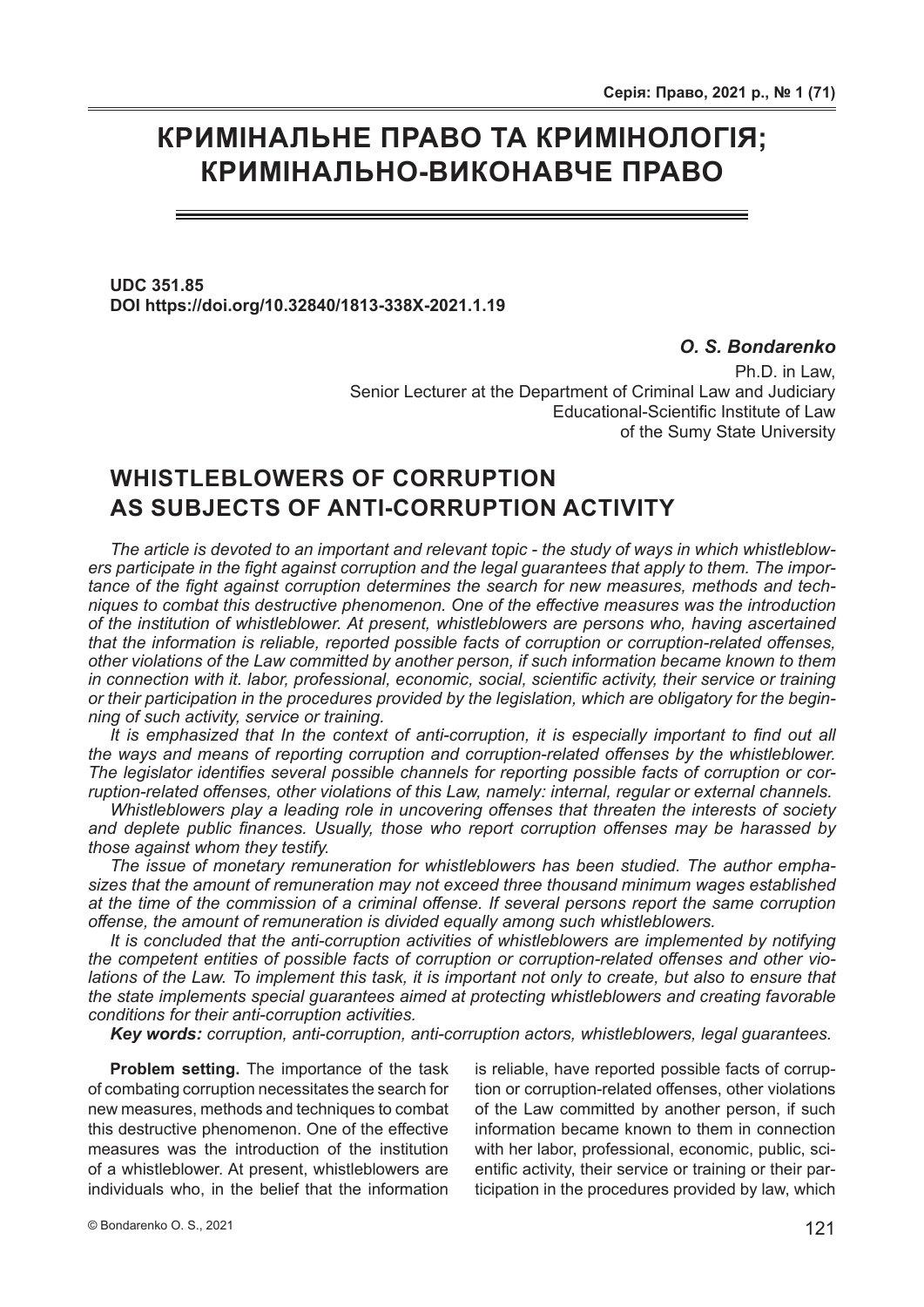# КРИМІНАЛЬНЕ ПРАВО ТА КРИМІНОЛОГІЯ; КРИМІНАЛЬНО-ВИКОНАВЧЕ ПРАВО

**UDC 351.85**
**DOI https://doi.org/10.32840/1813-338X-2021.1.19**

***O. S. Bondarenko***

Ph.D. in Law,
Senior Lecturer at the Department of Criminal Law and Judiciary
Educational-Scientific Institute of Law
of the Sumy State University

## WHISTLEBLOWERS OF CORRUPTION AS SUBJECTS OF ANTI-CORRUPTION ACTIVITY

*The article is devoted to an important and relevant topic - the study of ways in which whistleblowers participate in the fight against corruption and the legal guarantees that apply to them. The importance of the fight against corruption determines the search for new measures, methods and techniques to combat this destructive phenomenon. One of the effective measures was the introduction of the institution of whistleblower. At present, whistleblowers are persons who, having ascertained that the information is reliable, reported possible facts of corruption or corruption-related offenses, other violations of the Law committed by another person, if such information became known to them in connection with it. labor, professional, economic, social, scientific activity, their service or training or their participation in the procedures provided by the legislation, which are obligatory for the beginning of such activity, service or training.*

*It is emphasized that In the context of anti-corruption, it is especially important to find out all the ways and means of reporting corruption and corruption-related offenses by the whistleblower. The legislator identifies several possible channels for reporting possible facts of corruption or corruption-related offenses, other violations of this Law, namely: internal, regular or external channels.*

*Whistleblowers play a leading role in uncovering offenses that threaten the interests of society and deplete public finances. Usually, those who report corruption offenses may be harassed by those against whom they testify.*

*The issue of monetary remuneration for whistleblowers has been studied. The author emphasizes that the amount of remuneration may not exceed three thousand minimum wages established at the time of the commission of a criminal offense. If several persons report the same corruption offense, the amount of remuneration is divided equally among such whistleblowers.*

*It is concluded that the anti-corruption activities of whistleblowers are implemented by notifying the competent entities of possible facts of corruption or corruption-related offenses and other violations of the Law. To implement this task, it is important not only to create, but also to ensure that the state implements special guarantees aimed at protecting whistleblowers and creating favorable conditions for their anti-corruption activities.*

***Key words:** corruption, anti-corruption, anti-corruption actors, whistleblowers, legal guarantees.*

**Problem setting.** The importance of the task of combating corruption necessitates the search for new measures, methods and techniques to combat this destructive phenomenon. One of the effective measures was the introduction of the institution of a whistleblower. At present, whistleblowers are individuals who, in the belief that the information is reliable, have reported possible facts of corruption or corruption-related offenses, other violations of the Law committed by another person, if such information became known to them in connection with her labor, professional, economic, public, scientific activity, their service or training or their participation in the procedures provided by law, which

© Bondarenko O. S., 2021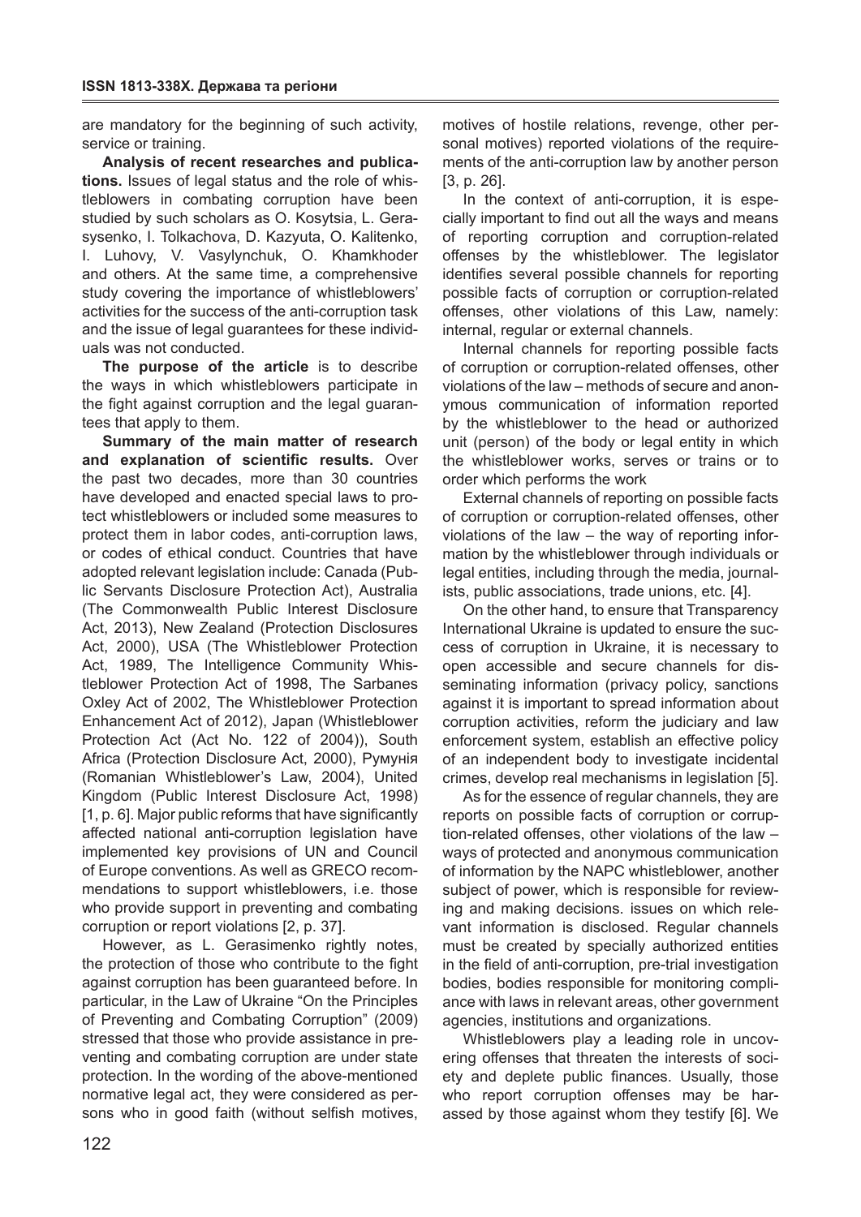are mandatory for the beginning of such activity, service or training.

**Analysis of recent researches and publications.** Issues of legal status and the role of whistleblowers in combating corruption have been studied by such scholars as O. Kosytsia, L. Gerasysenko, I. Tolkachova, D. Kazyuta, O. Kalitenko, I. Luhovy, V. Vasylynchuk, O. Khamkhoder and others. At the same time, a comprehensive study covering the importance of whistleblowers' activities for the success of the anti-corruption task and the issue of legal guarantees for these individuals was not conducted.

**The purpose of the article** is to describe the ways in which whistleblowers participate in the fight against corruption and the legal guarantees that apply to them.

**Summary of the main matter of research and explanation of scientific results.** Over the past two decades, more than 30 countries have developed and enacted special laws to protect whistleblowers or included some measures to protect them in labor codes, anti-corruption laws, or codes of ethical conduct. Countries that have adopted relevant legislation include: Canada (Public Servants Disclosure Protection Act), Australia (The Commonwealth Public Interest Disclosure Act, 2013), New Zealand (Protection Disclosures Act, 2000), USA (The Whistleblower Protection Act, 1989, The Intelligence Community Whistleblower Protection Act of 1998, The Sarbanes Oxley Act of 2002, The Whistleblower Protection Enhancement Act of 2012), Japan (Whistleblower Protection Act (Act No. 122 of 2004)), South Africa (Protection Disclosure Act, 2000), Румунія (Romanian Whistleblower's Law, 2004), United Kingdom (Public Interest Disclosure Act, 1998) [1, p. 6]. Major public reforms that have significantly affected national anti-corruption legislation have implemented key provisions of UN and Council of Europe conventions. As well as GRECO recommendations to support whistleblowers, i.e. those who provide support in preventing and combating corruption or report violations [2, p. 37].

However, as L. Gerasimenko rightly notes, the protection of those who contribute to the fight against corruption has been guaranteed before. In particular, in the Law of Ukraine "On the Principles of Preventing and Combating Corruption" (2009) stressed that those who provide assistance in preventing and combating corruption are under state protection. In the wording of the above-mentioned normative legal act, they were considered as persons who in good faith (without selfish motives, motives of hostile relations, revenge, other personal motives) reported violations of the requirements of the anti-corruption law by another person [3, p. 26].

In the context of anti-corruption, it is especially important to find out all the ways and means of reporting corruption and corruption-related offenses by the whistleblower. The legislator identifies several possible channels for reporting possible facts of corruption or corruption-related offenses, other violations of this Law, namely: internal, regular or external channels.

Internal channels for reporting possible facts of corruption or corruption-related offenses, other violations of the law – methods of secure and anonymous communication of information reported by the whistleblower to the head or authorized unit (person) of the body or legal entity in which the whistleblower works, serves or trains or to order which performs the work

External channels of reporting on possible facts of corruption or corruption-related offenses, other violations of the law – the way of reporting information by the whistleblower through individuals or legal entities, including through the media, journalists, public associations, trade unions, etc. [4].

On the other hand, to ensure that Transparency International Ukraine is updated to ensure the success of corruption in Ukraine, it is necessary to open accessible and secure channels for disseminating information (privacy policy, sanctions against it is important to spread information about corruption activities, reform the judiciary and law enforcement system, establish an effective policy of an independent body to investigate incidental crimes, develop real mechanisms in legislation [5].

As for the essence of regular channels, they are reports on possible facts of corruption or corruption-related offenses, other violations of the law – ways of protected and anonymous communication of information by the NAPC whistleblower, another subject of power, which is responsible for reviewing and making decisions. issues on which relevant information is disclosed. Regular channels must be created by specially authorized entities in the field of anti-corruption, pre-trial investigation bodies, bodies responsible for monitoring compliance with laws in relevant areas, other government agencies, institutions and organizations.

Whistleblowers play a leading role in uncovering offenses that threaten the interests of society and deplete public finances. Usually, those who report corruption offenses may be harassed by those against whom they testify [6]. We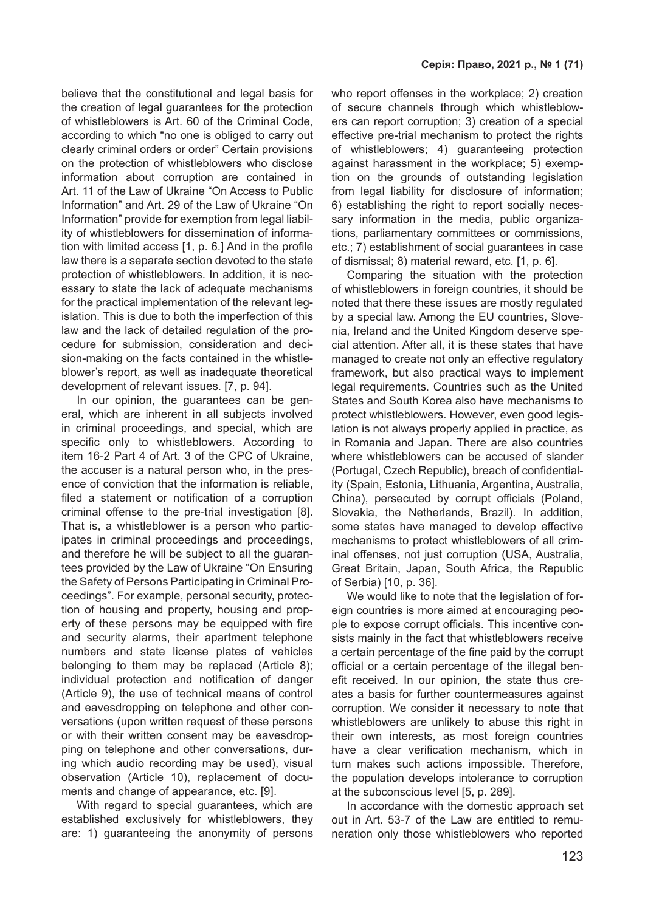believe that the constitutional and legal basis for the creation of legal guarantees for the protection of whistleblowers is Art. 60 of the Criminal Code, according to which "no one is obliged to carry out clearly criminal orders or order" Certain provisions on the protection of whistleblowers who disclose information about corruption are contained in Art. 11 of the Law of Ukraine "On Access to Public Information" and Art. 29 of the Law of Ukraine "On Information" provide for exemption from legal liability of whistleblowers for dissemination of information with limited access [1, p. 6.] And in the profile law there is a separate section devoted to the state protection of whistleblowers. In addition, it is necessary to state the lack of adequate mechanisms for the practical implementation of the relevant legislation. This is due to both the imperfection of this law and the lack of detailed regulation of the procedure for submission, consideration and decision-making on the facts contained in the whistleblower's report, as well as inadequate theoretical development of relevant issues. [7, p. 94].

In our opinion, the guarantees can be general, which are inherent in all subjects involved in criminal proceedings, and special, which are specific only to whistleblowers. According to item 16-2 Part 4 of Art. 3 of the CPC of Ukraine, the accuser is a natural person who, in the presence of conviction that the information is reliable, filed a statement or notification of a corruption criminal offense to the pre-trial investigation [8]. That is, a whistleblower is a person who participates in criminal proceedings and proceedings, and therefore he will be subject to all the guarantees provided by the Law of Ukraine "On Ensuring the Safety of Persons Participating in Criminal Proceedings". For example, personal security, protection of housing and property, housing and property of these persons may be equipped with fire and security alarms, their apartment telephone numbers and state license plates of vehicles belonging to them may be replaced (Article 8); individual protection and notification of danger (Article 9), the use of technical means of control and eavesdropping on telephone and other conversations (upon written request of these persons or with their written consent may be eavesdropping on telephone and other conversations, during which audio recording may be used), visual observation (Article 10), replacement of documents and change of appearance, etc. [9].

With regard to special guarantees, which are established exclusively for whistleblowers, they are: 1) guaranteeing the anonymity of persons who report offenses in the workplace; 2) creation of secure channels through which whistleblowers can report corruption; 3) creation of a special effective pre-trial mechanism to protect the rights of whistleblowers; 4) guaranteeing protection against harassment in the workplace; 5) exemption on the grounds of outstanding legislation from legal liability for disclosure of information; 6) establishing the right to report socially necessary information in the media, public organizations, parliamentary committees or commissions, etc.; 7) establishment of social guarantees in case of dismissal; 8) material reward, etc. [1, p. 6].

Comparing the situation with the protection of whistleblowers in foreign countries, it should be noted that there these issues are mostly regulated by a special law. Among the EU countries, Slovenia, Ireland and the United Kingdom deserve special attention. After all, it is these states that have managed to create not only an effective regulatory framework, but also practical ways to implement legal requirements. Countries such as the United States and South Korea also have mechanisms to protect whistleblowers. However, even good legislation is not always properly applied in practice, as in Romania and Japan. There are also countries where whistleblowers can be accused of slander (Portugal, Czech Republic), breach of confidentiality (Spain, Estonia, Lithuania, Argentina, Australia, China), persecuted by corrupt officials (Poland, Slovakia, the Netherlands, Brazil). In addition, some states have managed to develop effective mechanisms to protect whistleblowers of all criminal offenses, not just corruption (USA, Australia, Great Britain, Japan, South Africa, the Republic of Serbia) [10, p. 36].

We would like to note that the legislation of foreign countries is more aimed at encouraging people to expose corrupt officials. This incentive consists mainly in the fact that whistleblowers receive a certain percentage of the fine paid by the corrupt official or a certain percentage of the illegal benefit received. In our opinion, the state thus creates a basis for further countermeasures against corruption. We consider it necessary to note that whistleblowers are unlikely to abuse this right in their own interests, as most foreign countries have a clear verification mechanism, which in turn makes such actions impossible. Therefore, the population develops intolerance to corruption at the subconscious level [5, p. 289].

In accordance with the domestic approach set out in Art. 53-7 of the Law are entitled to remuneration only those whistleblowers who reported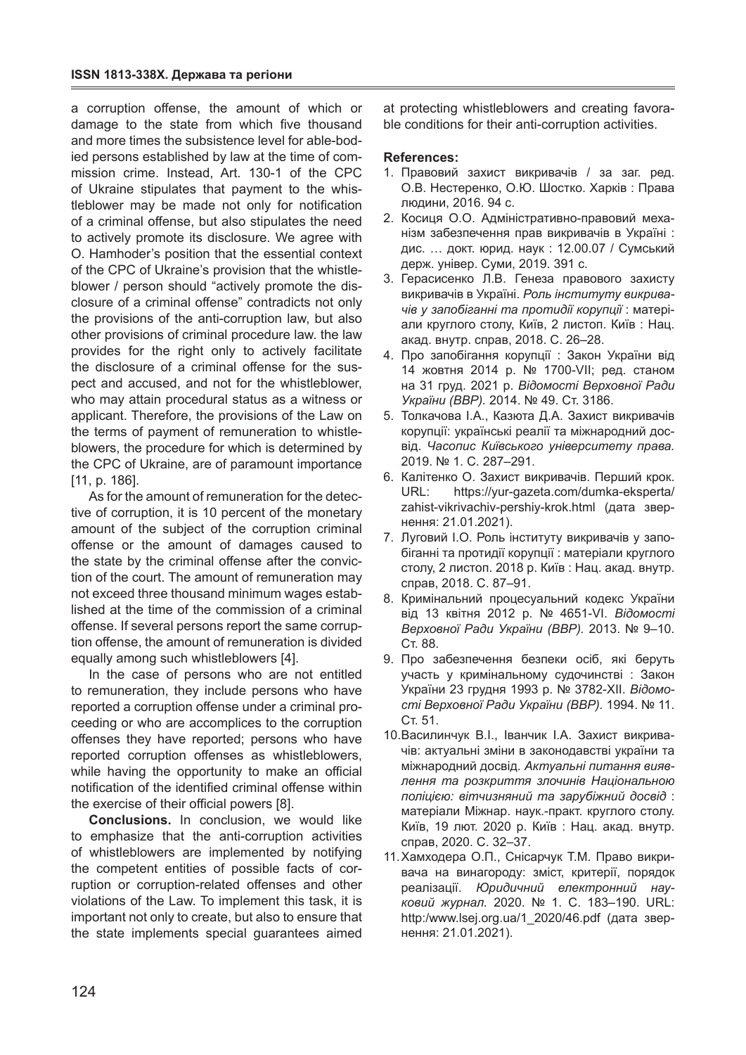a corruption offense, the amount of which or damage to the state from which five thousand and more times the subsistence level for able-bodied persons established by law at the time of commission crime. Instead, Art. 130-1 of the CPC of Ukraine stipulates that payment to the whistleblower may be made not only for notification of a criminal offense, but also stipulates the need to actively promote its disclosure. We agree with O. Hamhoder's position that the essential context of the CPC of Ukraine's provision that the whistleblower / person should "actively promote the disclosure of a criminal offense" contradicts not only the provisions of the anti-corruption law, but also other provisions of criminal procedure law. the law provides for the right only to actively facilitate the disclosure of a criminal offense for the suspect and accused, and not for the whistleblower, who may attain procedural status as a witness or applicant. Therefore, the provisions of the Law on the terms of payment of remuneration to whistleblowers, the procedure for which is determined by the CPC of Ukraine, are of paramount importance [11, p. 186].

As for the amount of remuneration for the detective of corruption, it is 10 percent of the monetary amount of the subject of the corruption criminal offense or the amount of damages caused to the state by the criminal offense after the conviction of the court. The amount of remuneration may not exceed three thousand minimum wages established at the time of the commission of a criminal offense. If several persons report the same corruption offense, the amount of remuneration is divided equally among such whistleblowers [4].

In the case of persons who are not entitled to remuneration, they include persons who have reported a corruption offense under a criminal proceeding or who are accomplices to the corruption offenses they have reported; persons who have reported corruption offenses as whistleblowers, while having the opportunity to make an official notification of the identified criminal offense within the exercise of their official powers [8].

**Conclusions.** In conclusion, we would like to emphasize that the anti-corruption activities of whistleblowers are implemented by notifying the competent entities of possible facts of corruption or corruption-related offenses and other violations of the Law. To implement this task, it is important not only to create, but also to ensure that the state implements special guarantees aimed at protecting whistleblowers and creating favorable conditions for their anti-corruption activities.

**References:**

1. Правовий захист викривачів / за заг. ред. О.В. Нестеренко, О.Ю. Шостко. Харків : Права людини, 2016. 94 с.
2. Косиця О.О. Адміністративно-правовий механізм забезпечення прав викривачів в Україні : дис. … докт. юрид. наук : 12.00.07 / Сумський держ. універ. Суми, 2019. 391 с.
3. Герасисенко Л.В. Генеза правового захисту викривачів в Україні. *Роль інституту викривачів у запобіганні та протидії корупції* : матеріали круглого столу, Київ, 2 листоп. Київ : Нац. акад. внутр. справ, 2018. С. 26–28.
4. Про запобігання корупції : Закон України від 14 жовтня 2014 р. № 1700-VII; ред. станом на 31 груд. 2021 р. *Відомості Верховної Ради України (ВВР).* 2014. № 49. Ст. 3186.
5. Толкачова І.А., Казюта Д.А. Захист викривачів корупції: українські реалії та міжнародний досвід. *Часопис Київського університету права.* 2019. № 1. С. 287–291.
6. Калітенко О. Захист викривачів. Перший крок. URL: https://yur-gazeta.com/dumka-eksperta/zahist-vikrivachiv-pershiy-krok.html (дата звернення: 21.01.2021).
7. Луговий І.О. Роль інституту викривачів у запобіганні та протидії корупції : матеріали круглого столу, 2 листоп. 2018 р. Київ : Нац. акад. внутр. справ, 2018. С. 87–91.
8. Кримінальний процесуальний кодекс України від 13 квітня 2012 р. № 4651-VI. *Відомості Верховної Ради України (ВВР).* 2013. № 9–10. Ст. 88.
9. Про забезпечення безпеки осіб, які беруть участь у кримінальному судочинстві : Закон України 23 грудня 1993 р. № 3782-XII. *Відомості Верховної Ради України (ВВР).* 1994. № 11. Ст. 51.
10. Василинчук В.І., Іванчик І.А. Захист викривачів: актуальні зміни в законодавстві україни та міжнародний досвід. *Актуальні питання виявлення та розкриття злочинів Національною поліцією: вітчизняний та зарубіжний досвід* : матеріали Міжнар. наук.-практ. круглого столу. Київ, 19 лют. 2020 р. Київ : Нац. акад. внутр. справ, 2020. С. 32–37.
11. Хамходера О.П., Снісарчук Т.М. Право викривача на винагороду: зміст, критерії, порядок реалізації. *Юридичний електронний науковий журнал.* 2020. № 1. С. 183–190. URL: http:/www.lsej.org.ua/1_2020/46.pdf (дата звернення: 21.01.2021).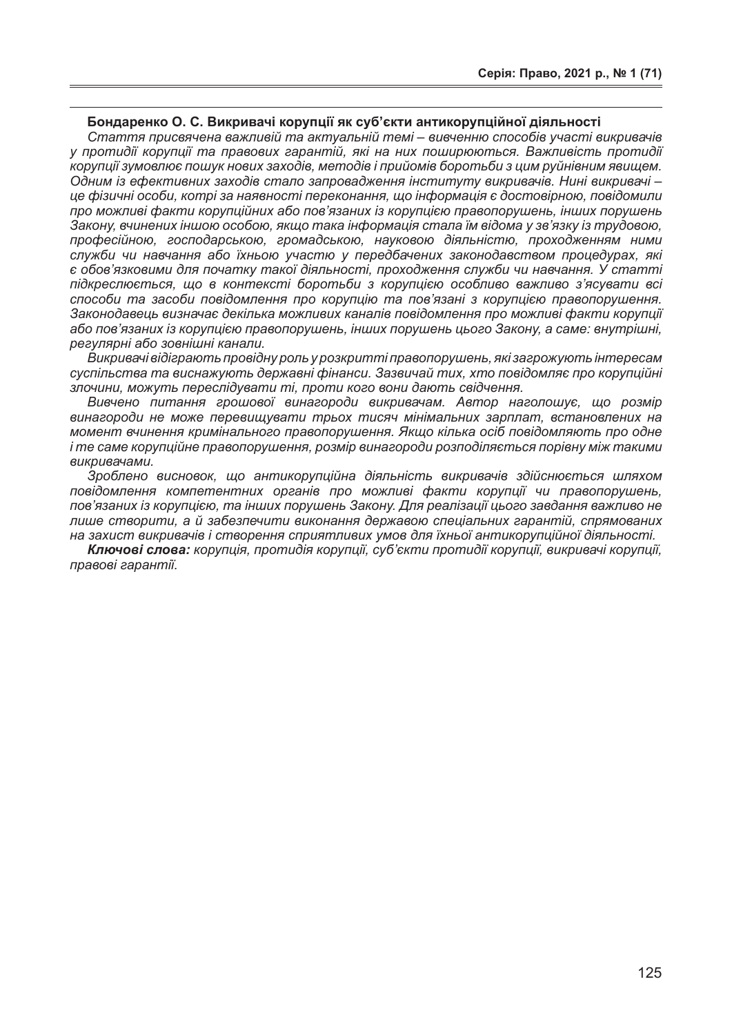**Бондаренко О. С. Викривачі корупції як суб'єкти антикорупційної діяльності**

*Стаття присвячена важливій та актуальній темі – вивченню способів участі викривачів у протидії корупції та правових гарантій, які на них поширюються. Важливість протидії корупції зумовлює пошук нових заходів, методів і прийомів боротьби з цим руйнівним явищем. Одним із ефективних заходів стало запровадження інституту викривачів. Нині викривачі – це фізичні особи, котрі за наявності переконання, що інформація є достовірною, повідомили про можливі факти корупційних або пов'язаних із корупцією правопорушень, інших порушень Закону, вчинених іншою особою, якщо така інформація стала їм відома у зв'язку із трудовою, професійною, господарською, громадською, науковою діяльністю, проходженням ними служби чи навчання або їхньою участю у передбачених законодавством процедурах, які є обов'язковими для початку такої діяльності, проходження служби чи навчання. У статті підкреслюється, що в контексті боротьби з корупцією особливо важливо з'ясувати всі способи та засоби повідомлення про корупцію та пов'язані з корупцією правопорушення. Законодавець визначає декілька можливих каналів повідомлення про можливі факти корупції або пов'язаних із корупцією правопорушень, інших порушень цього Закону, а саме: внутрішні, регулярні або зовнішні канали.*

*Викривачі відіграють провідну роль у розкритті правопорушень, які загрожують інтересам суспільства та виснажують державні фінанси. Зазвичай тих, хто повідомляє про корупційні злочини, можуть переслідувати ті, проти кого вони дають свідчення.*

*Вивчено питання грошової винагороди викривачам. Автор наголошує, що розмір винагороди не може перевищувати трьох тисяч мінімальних зарплат, встановлених на момент вчинення кримінального правопорушення. Якщо кілька осіб повідомляють про одне і те саме корупційне правопорушення, розмір винагороди розподіляється порівну між такими викривачами.*

*Зроблено висновок, що антикорупційна діяльність викривачів здійснюється шляхом повідомлення компетентних органів про можливі факти корупції чи правопорушень, пов'язаних із корупцією, та інших порушень Закону. Для реалізації цього завдання важливо не лише створити, а й забезпечити виконання державою спеціальних гарантій, спрямованих на захист викривачів і створення сприятливих умов для їхньої антикорупційної діяльності.*

***Ключові слова:*** *корупція, протидія корупції, суб'єкти протидії корупції, викривачі корупції, правові гарантії.*